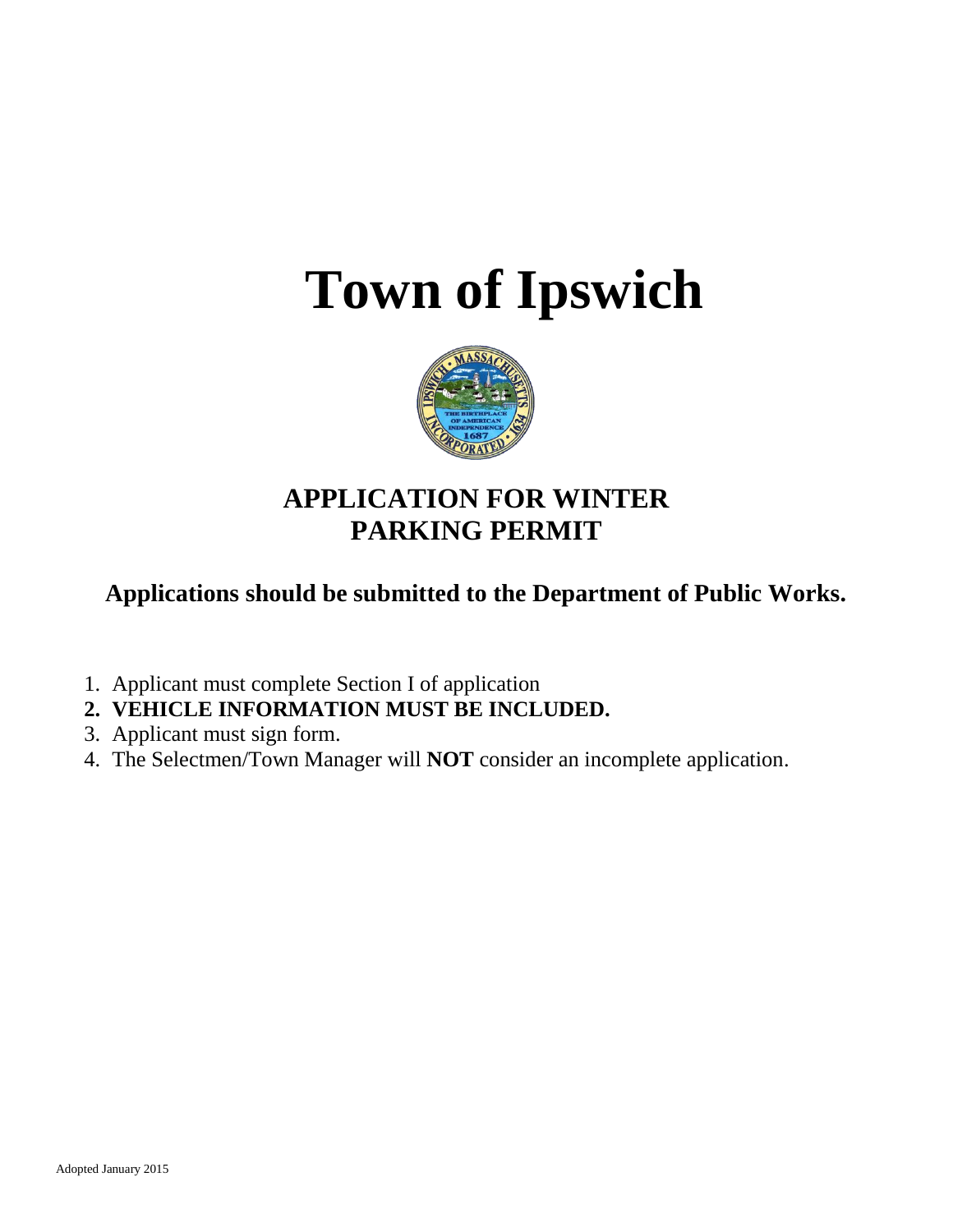# Town of Ipswich

## APPLICATION FOR WINTER PARKING PERMIT

### Applications should be submitted to the Department of Public Works.

1. Applicant must complete Section I of application
2. **VEHICLE INFORMATION MUST BE INCLUDED.**
3. Applicant must sign form.
4. The Selectmen/Town Manager will **NOT** consider an incomplete application.

Adopted January 2015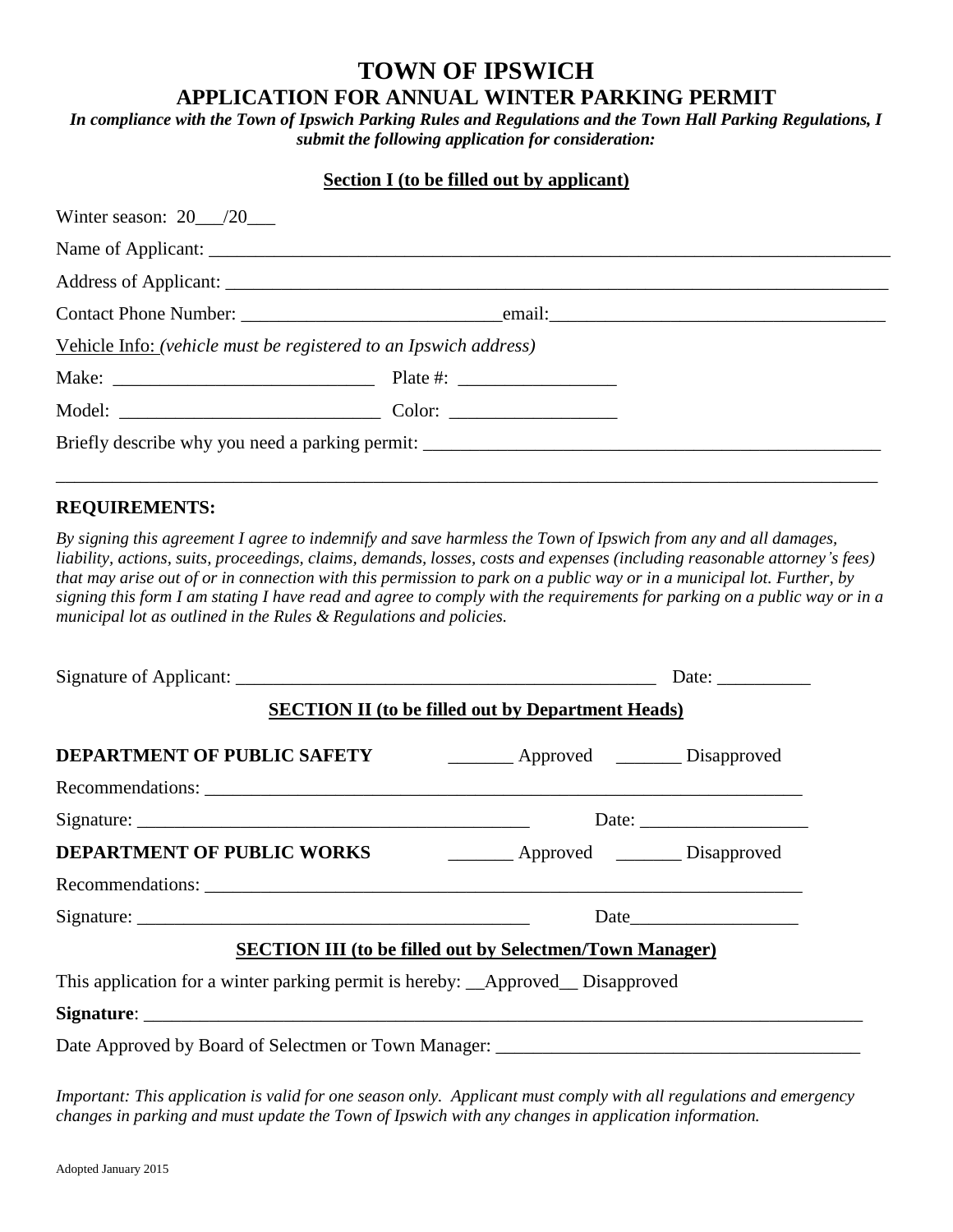# TOWN OF IPSWICH

## APPLICATION FOR ANNUAL WINTER PARKING PERMIT

***In compliance with the Town of Ipswich Parking Rules and Regulations and the Town Hall Parking Regulations, I submit the following application for consideration:***

**Section I (to be filled out by applicant)**

Winter season: 20___/20___

Name of Applicant: ___________________________________________________________________________

Address of Applicant: _________________________________________________________________________

Contact Phone Number: ___________________________email:___________________________________

Vehicle Info: *(vehicle must be registered to an Ipswich address)*

Make: ____________________________ Plate #: _________________

Model: ____________________________ Color: __________________

Briefly describe why you need a parking permit: __________________________________________________

_____________________________________________________________________________________

**REQUIREMENTS:**

*By signing this agreement I agree to indemnify and save harmless the Town of Ipswich from any and all damages, liability, actions, suits, proceedings, claims, demands, losses, costs and expenses (including reasonable attorney's fees) that may arise out of or in connection with this permission to park on a public way or in a municipal lot. Further, by signing this form I am stating I have read and agree to comply with the requirements for parking on a public way or in a municipal lot as outlined in the Rules & Regulations and policies.*

Signature of Applicant: _______________________________________________ Date: __________

**SECTION II (to be filled out by Department Heads)**

**DEPARTMENT OF PUBLIC SAFETY** _______ Approved _______ Disapproved

Recommendations: ___________________________________________________________________

Signature: ___________________________________________ Date: __________________

**DEPARTMENT OF PUBLIC WORKS** _______ Approved _______ Disapproved

Recommendations: ___________________________________________________________________

Signature: ___________________________________________ Date__________________

**SECTION III (to be filled out by Selectmen/Town Manager)**

This application for a winter parking permit is hereby: __Approved__ Disapproved

**Signature**: ________________________________________________________________________________

Date Approved by Board of Selectmen or Town Manager: ________________________________________

*Important: This application is valid for one season only. Applicant must comply with all regulations and emergency changes in parking and must update the Town of Ipswich with any changes in application information.*

Adopted January 2015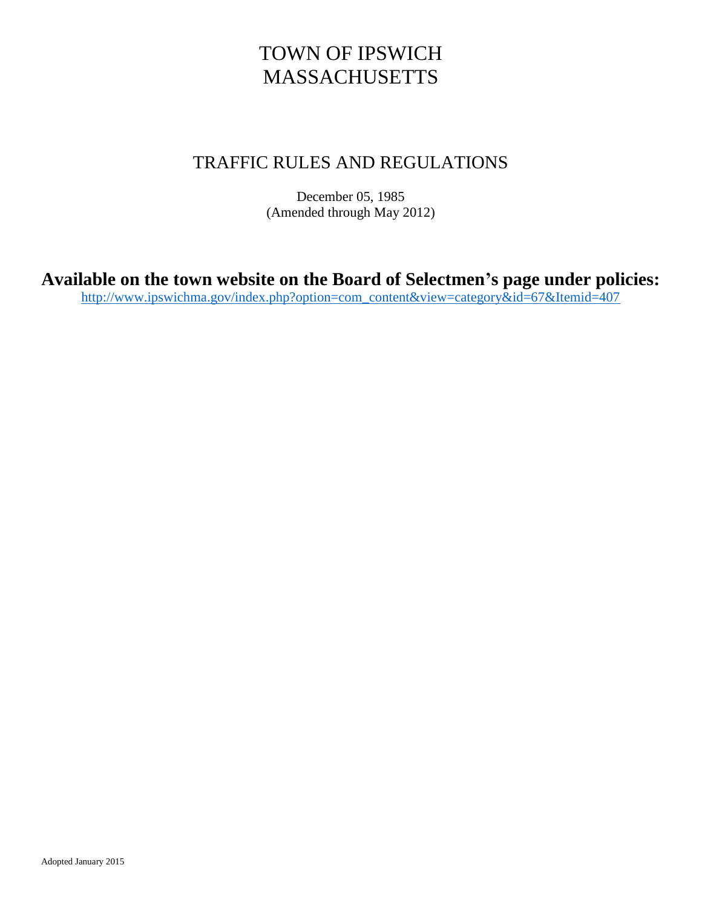# TOWN OF IPSWICH
# MASSACHUSETTS

## TRAFFIC RULES AND REGULATIONS

December 05, 1985
(Amended through May 2012)

**Available on the town website on the Board of Selectmen's page under policies:**
http://www.ipswichma.gov/index.php?option=com_content&view=category&id=67&Itemid=407

Adopted January 2015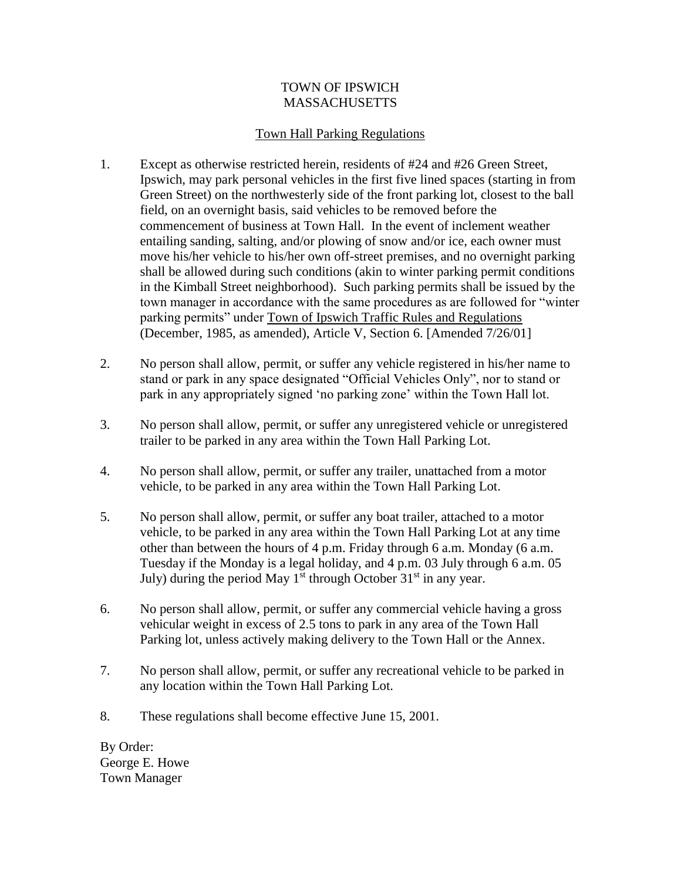# TOWN OF IPSWICH
# MASSACHUSETTS

## Town Hall Parking Regulations

1. Except as otherwise restricted herein, residents of #24 and #26 Green Street, Ipswich, may park personal vehicles in the first five lined spaces (starting in from Green Street) on the northwesterly side of the front parking lot, closest to the ball field, on an overnight basis, said vehicles to be removed before the commencement of business at Town Hall. In the event of inclement weather entailing sanding, salting, and/or plowing of snow and/or ice, each owner must move his/her vehicle to his/her own off-street premises, and no overnight parking shall be allowed during such conditions (akin to winter parking permit conditions in the Kimball Street neighborhood). Such parking permits shall be issued by the town manager in accordance with the same procedures as are followed for "winter parking permits" under Town of Ipswich Traffic Rules and Regulations (December, 1985, as amended), Article V, Section 6. [Amended 7/26/01]

2. No person shall allow, permit, or suffer any vehicle registered in his/her name to stand or park in any space designated "Official Vehicles Only", nor to stand or park in any appropriately signed 'no parking zone' within the Town Hall lot.

3. No person shall allow, permit, or suffer any unregistered vehicle or unregistered trailer to be parked in any area within the Town Hall Parking Lot.

4. No person shall allow, permit, or suffer any trailer, unattached from a motor vehicle, to be parked in any area within the Town Hall Parking Lot.

5. No person shall allow, permit, or suffer any boat trailer, attached to a motor vehicle, to be parked in any area within the Town Hall Parking Lot at any time other than between the hours of 4 p.m. Friday through 6 a.m. Monday (6 a.m. Tuesday if the Monday is a legal holiday, and 4 p.m. 03 July through 6 a.m. 05 July) during the period May 1st through October 31st in any year.

6. No person shall allow, permit, or suffer any commercial vehicle having a gross vehicular weight in excess of 2.5 tons to park in any area of the Town Hall Parking lot, unless actively making delivery to the Town Hall or the Annex.

7. No person shall allow, permit, or suffer any recreational vehicle to be parked in any location within the Town Hall Parking Lot.

8. These regulations shall become effective June 15, 2001.

By Order:
George E. Howe
Town Manager